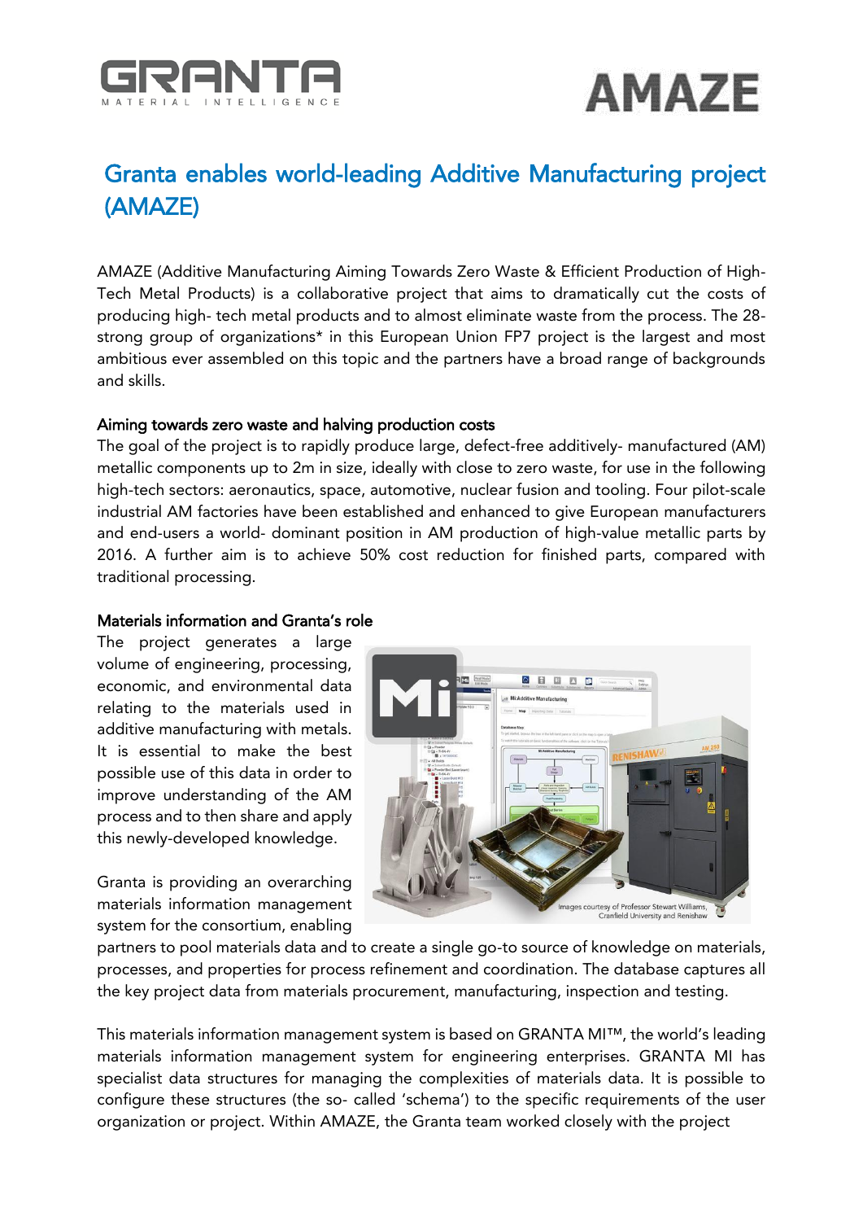# Granta enables world-leading Additive Manufacturing project (AMAZE)

AMAZE (Additive Manufacturing Aiming Towards Zero Waste & Efficient Production of High-Tech Metal Products) is a collaborative project that aims to dramatically cut the costs of producing high- tech metal products and to almost eliminate waste from the process. The 28-strong group of organizations* in this European Union FP7 project is the largest and most ambitious ever assembled on this topic and the partners have a broad range of backgrounds and skills.

## Aiming towards zero waste and halving production costs

The goal of the project is to rapidly produce large, defect-free additively- manufactured (AM) metallic components up to 2m in size, ideally with close to zero waste, for use in the following high-tech sectors: aeronautics, space, automotive, nuclear fusion and tooling. Four pilot-scale industrial AM factories have been established and enhanced to give European manufacturers and end-users a world- dominant position in AM production of high-value metallic parts by 2016. A further aim is to achieve 50% cost reduction for finished parts, compared with traditional processing.

## Materials information and Granta's role

The project generates a large volume of engineering, processing, economic, and environmental data relating to the materials used in additive manufacturing with metals. It is essential to make the best possible use of this data in order to improve understanding of the AM process and to then share and apply this newly-developed knowledge.

Images courtesy of Professor Stewart Williams, Cranfield University and Renishaw

Granta is providing an overarching materials information management system for the consortium, enabling partners to pool materials data and to create a single go-to source of knowledge on materials, processes, and properties for process refinement and coordination. The database captures all the key project data from materials procurement, manufacturing, inspection and testing.

This materials information management system is based on GRANTA MI™, the world's leading materials information management system for engineering enterprises. GRANTA MI has specialist data structures for managing the complexities of materials data. It is possible to configure these structures (the so- called 'schema') to the specific requirements of the user organization or project. Within AMAZE, the Granta team worked closely with the project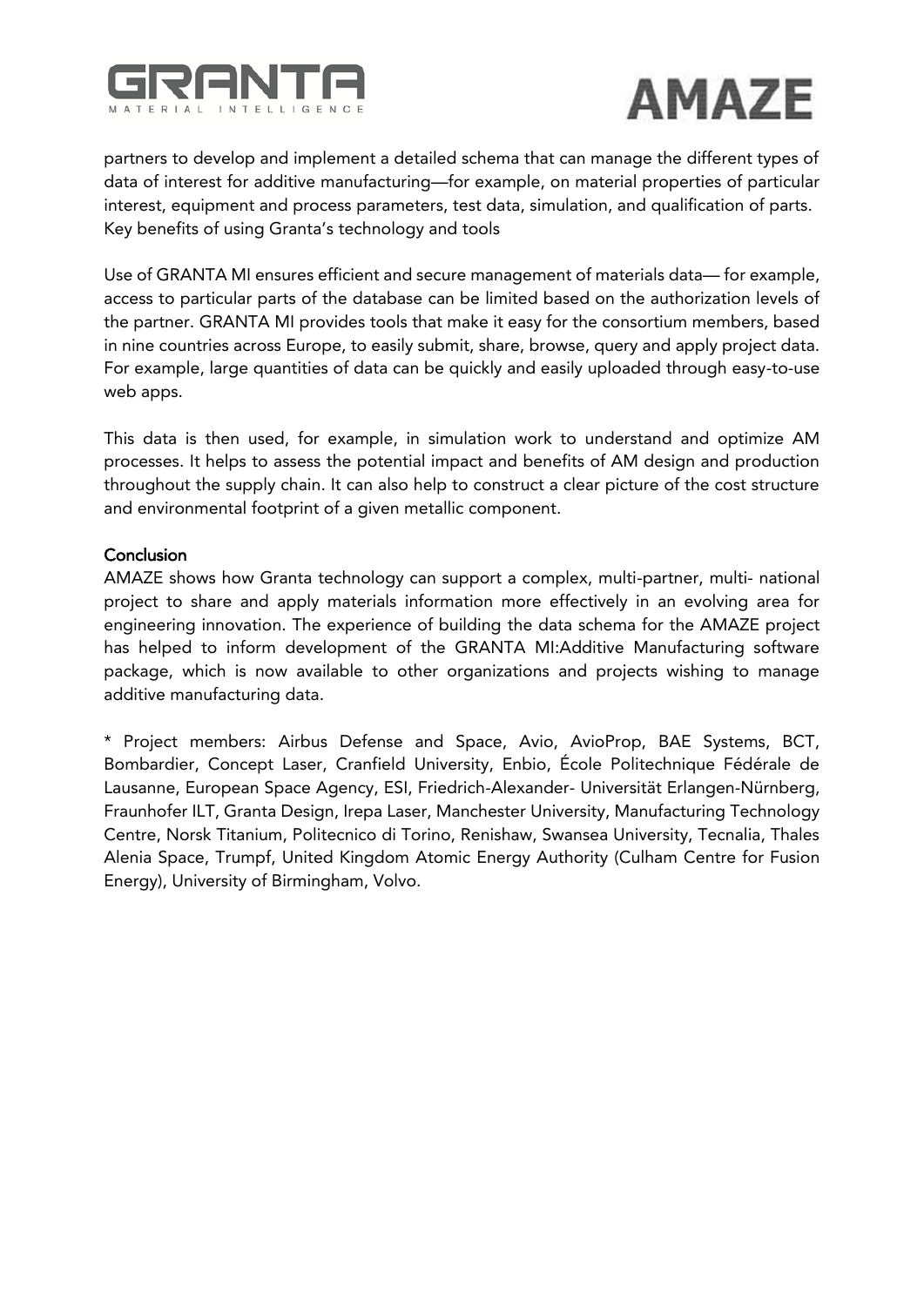partners to develop and implement a detailed schema that can manage the different types of data of interest for additive manufacturing—for example, on material properties of particular interest, equipment and process parameters, test data, simulation, and qualification of parts. Key benefits of using Granta's technology and tools

Use of GRANTA MI ensures efficient and secure management of materials data— for example, access to particular parts of the database can be limited based on the authorization levels of the partner. GRANTA MI provides tools that make it easy for the consortium members, based in nine countries across Europe, to easily submit, share, browse, query and apply project data. For example, large quantities of data can be quickly and easily uploaded through easy-to-use web apps.

This data is then used, for example, in simulation work to understand and optimize AM processes. It helps to assess the potential impact and benefits of AM design and production throughout the supply chain. It can also help to construct a clear picture of the cost structure and environmental footprint of a given metallic component.

**Conclusion**

AMAZE shows how Granta technology can support a complex, multi-partner, multi- national project to share and apply materials information more effectively in an evolving area for engineering innovation. The experience of building the data schema for the AMAZE project has helped to inform development of the GRANTA MI:Additive Manufacturing software package, which is now available to other organizations and projects wishing to manage additive manufacturing data.

* Project members: Airbus Defense and Space, Avio, AvioProp, BAE Systems, BCT, Bombardier, Concept Laser, Cranfield University, Enbio, École Politechnique Fédérale de Lausanne, European Space Agency, ESI, Friedrich-Alexander- Universität Erlangen-Nürnberg, Fraunhofer ILT, Granta Design, Irepa Laser, Manchester University, Manufacturing Technology Centre, Norsk Titanium, Politecnico di Torino, Renishaw, Swansea University, Tecnalia, Thales Alenia Space, Trumpf, United Kingdom Atomic Energy Authority (Culham Centre for Fusion Energy), University of Birmingham, Volvo.